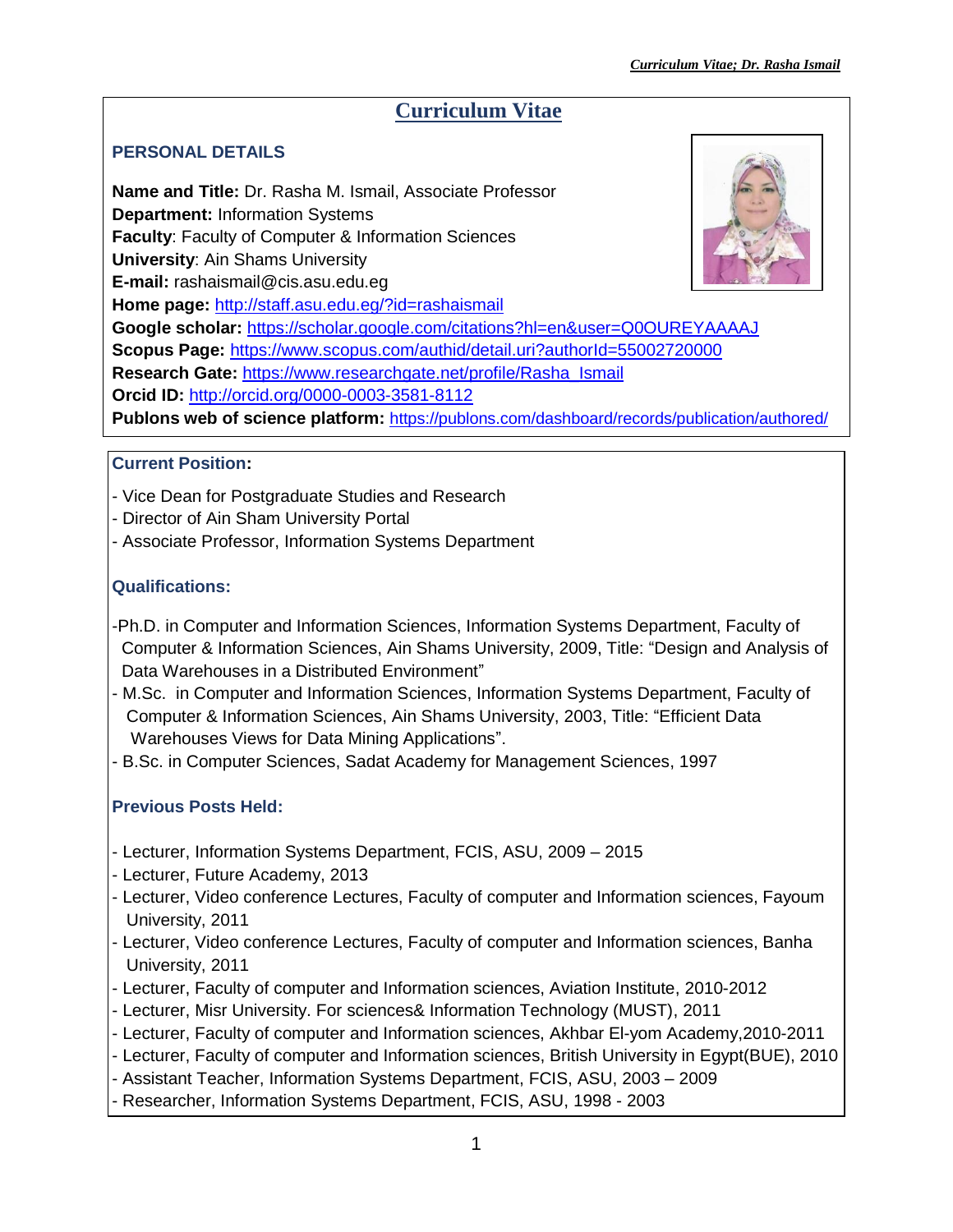# Curriculum Vitae

## PERSONAL DETAILS

**Name and Title:** Dr. Rasha M. Ismail, Associate Professor
**Department:** Information Systems
**Faculty**: Faculty of Computer & Information Sciences
**University**: Ain Shams University
**E-mail:** rashaismail@cis.asu.edu.eg
**Home page:** http://staff.asu.edu.eg/?id=rashaismail
**Google scholar:** https://scholar.google.com/citations?hl=en&user=Q0OUREYAAAAJ
**Scopus Page:** https://www.scopus.com/authid/detail.uri?authorId=55002720000
**Research Gate:** https://www.researchgate.net/profile/Rasha_Ismail
**Orcid ID:** http://orcid.org/0000-0003-3581-8112
**Publons web of science platform:** https://publons.com/dashboard/records/publication/authored/

### Current Position:

- Vice Dean for Postgraduate Studies and Research
- Director of Ain Sham University Portal
- Associate Professor, Information Systems Department

### Qualifications:

- Ph.D. in Computer and Information Sciences, Information Systems Department, Faculty of Computer & Information Sciences, Ain Shams University, 2009, Title: "Design and Analysis of Data Warehouses in a Distributed Environment"
- M.Sc. in Computer and Information Sciences, Information Systems Department, Faculty of Computer & Information Sciences, Ain Shams University, 2003, Title: "Efficient Data Warehouses Views for Data Mining Applications".
- B.Sc. in Computer Sciences, Sadat Academy for Management Sciences, 1997

### Previous Posts Held:

- Lecturer, Information Systems Department, FCIS, ASU, 2009 – 2015
- Lecturer, Future Academy, 2013
- Lecturer, Video conference Lectures, Faculty of computer and Information sciences, Fayoum University, 2011
- Lecturer, Video conference Lectures, Faculty of computer and Information sciences, Banha University, 2011
- Lecturer, Faculty of computer and Information sciences, Aviation Institute, 2010-2012
- Lecturer, Misr University. For sciences& Information Technology (MUST), 2011
- Lecturer, Faculty of computer and Information sciences, Akhbar El-yom Academy,2010-2011
- Lecturer, Faculty of computer and Information sciences, British University in Egypt(BUE), 2010
- Assistant Teacher, Information Systems Department, FCIS, ASU, 2003 – 2009
- Researcher, Information Systems Department, FCIS, ASU, 1998 - 2003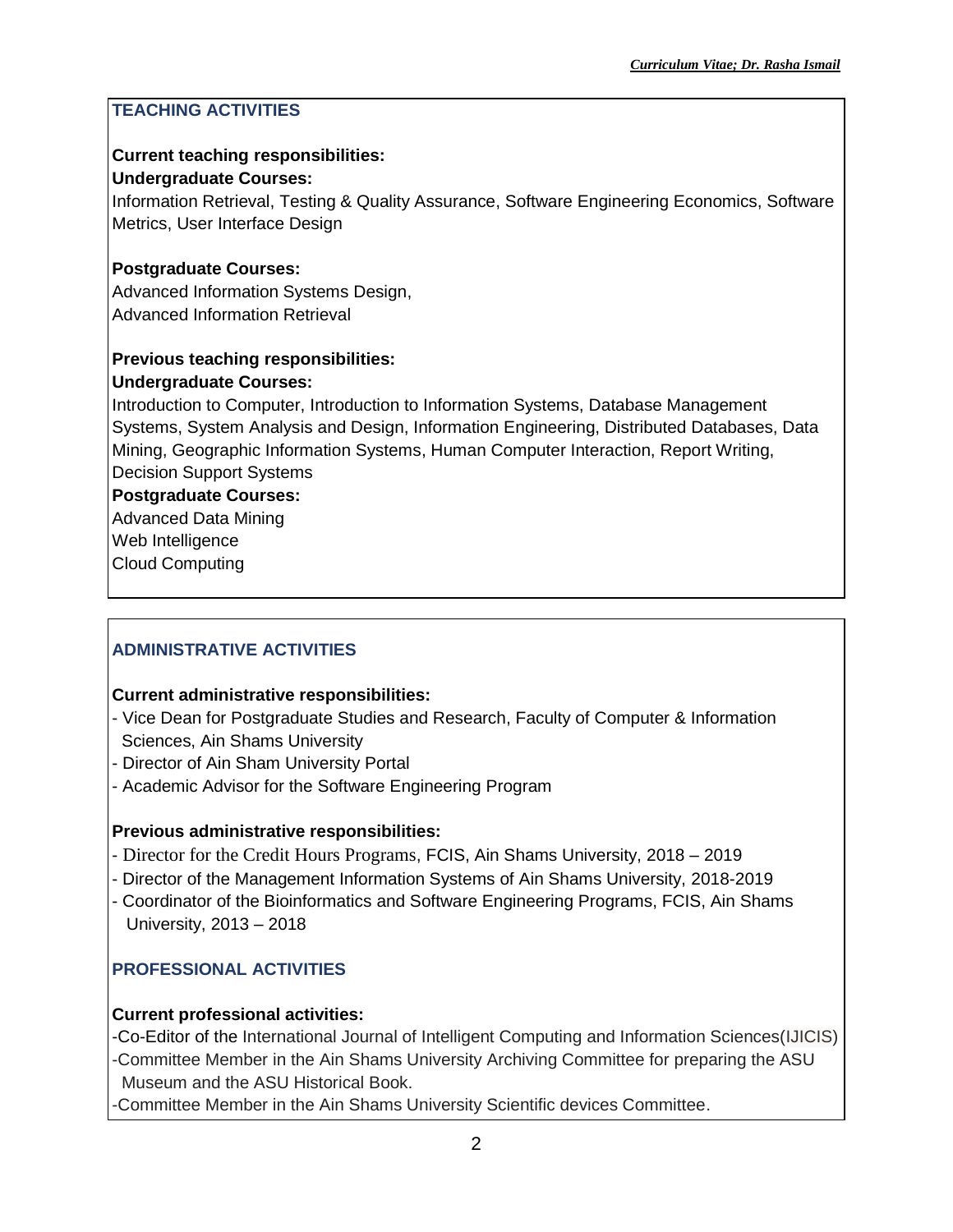## TEACHING ACTIVITIES

**Current teaching responsibilities:**

**Undergraduate Courses:**

Information Retrieval, Testing & Quality Assurance, Software Engineering Economics, Software Metrics, User Interface Design

**Postgraduate Courses:**

Advanced Information Systems Design,
Advanced Information Retrieval

**Previous teaching responsibilities:**

**Undergraduate Courses:**

Introduction to Computer, Introduction to Information Systems, Database Management Systems, System Analysis and Design, Information Engineering, Distributed Databases, Data Mining, Geographic Information Systems, Human Computer Interaction, Report Writing, Decision Support Systems

**Postgraduate Courses:**

Advanced Data Mining
Web Intelligence
Cloud Computing

## ADMINISTRATIVE ACTIVITIES

**Current administrative responsibilities:**

- Vice Dean for Postgraduate Studies and Research, Faculty of Computer & Information Sciences, Ain Shams University
- Director of Ain Sham University Portal
- Academic Advisor for the Software Engineering Program

**Previous administrative responsibilities:**

- Director for the Credit Hours Programs, FCIS, Ain Shams University, 2018 – 2019
- Director of the Management Information Systems of Ain Shams University, 2018-2019
- Coordinator of the Bioinformatics and Software Engineering Programs, FCIS, Ain Shams University, 2013 – 2018

## PROFESSIONAL ACTIVITIES

**Current professional activities:**

- Co-Editor of the International Journal of Intelligent Computing and Information Sciences(IJICIS)
- Committee Member in the Ain Shams University Archiving Committee for preparing the ASU Museum and the ASU Historical Book.
- Committee Member in the Ain Shams University Scientific devices Committee.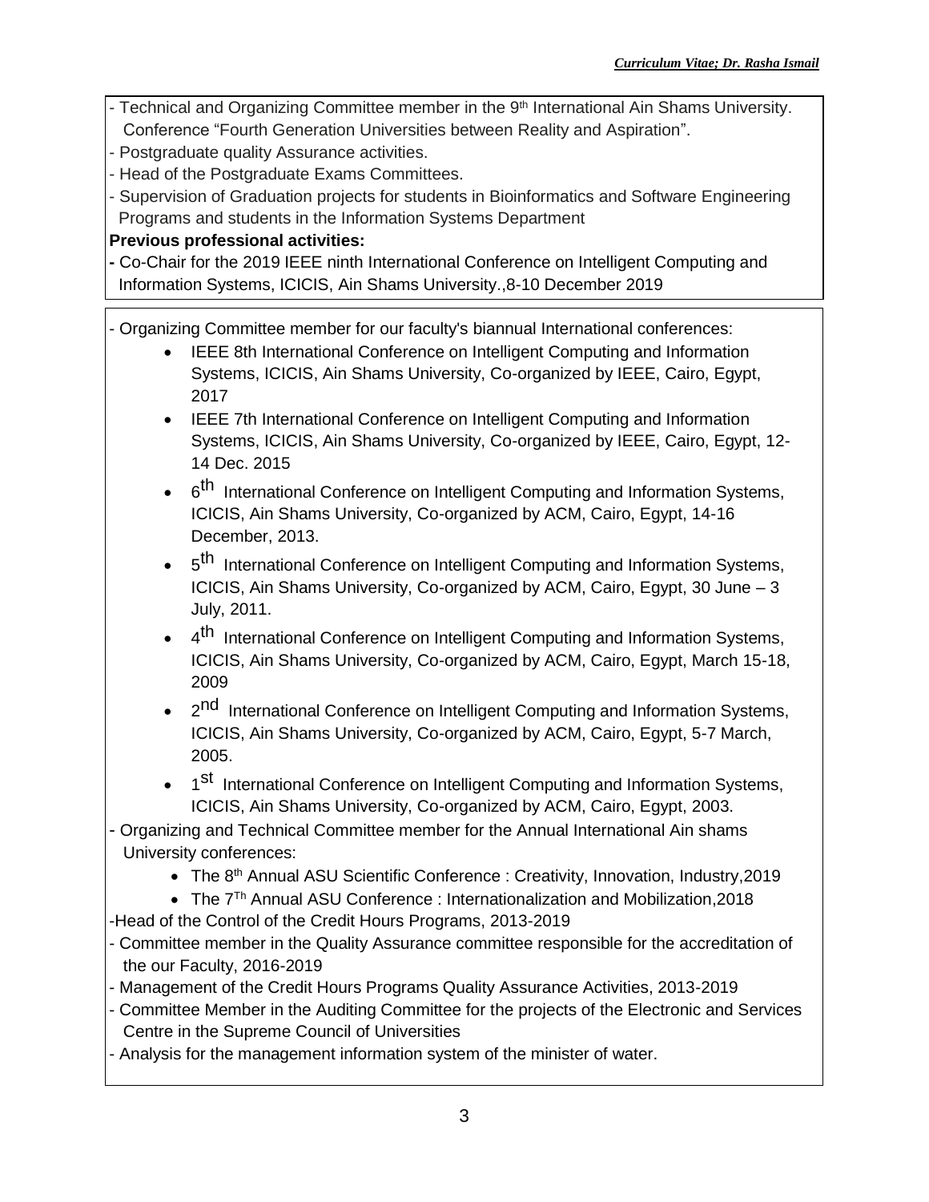- Technical and Organizing Committee member in the 9th International Ain Shams University. Conference "Fourth Generation Universities between Reality and Aspiration".
- Postgraduate quality Assurance activities.
- Head of the Postgraduate Exams Committees.
- Supervision of Graduation projects for students in Bioinformatics and Software Engineering Programs and students in the Information Systems Department

**Previous professional activities:**

- Co-Chair for the 2019 IEEE ninth International Conference on Intelligent Computing and Information Systems, ICICIS, Ain Shams University.,8-10 December 2019

- Organizing Committee member for our faculty's biannual International conferences:
    - IEEE 8th International Conference on Intelligent Computing and Information Systems, ICICIS, Ain Shams University, Co-organized by IEEE, Cairo, Egypt, 2017
    - IEEE 7th International Conference on Intelligent Computing and Information Systems, ICICIS, Ain Shams University, Co-organized by IEEE, Cairo, Egypt, 12-14 Dec. 2015
    - 6th International Conference on Intelligent Computing and Information Systems, ICICIS, Ain Shams University, Co-organized by ACM, Cairo, Egypt, 14-16 December, 2013.
    - 5th International Conference on Intelligent Computing and Information Systems, ICICIS, Ain Shams University, Co-organized by ACM, Cairo, Egypt, 30 June – 3 July, 2011.
    - 4th International Conference on Intelligent Computing and Information Systems, ICICIS, Ain Shams University, Co-organized by ACM, Cairo, Egypt, March 15-18, 2009
    - 2nd International Conference on Intelligent Computing and Information Systems, ICICIS, Ain Shams University, Co-organized by ACM, Cairo, Egypt, 5-7 March, 2005.
    - 1st International Conference on Intelligent Computing and Information Systems, ICICIS, Ain Shams University, Co-organized by ACM, Cairo, Egypt, 2003.
- Organizing and Technical Committee member for the Annual International Ain shams University conferences:
    - The 8th Annual ASU Scientific Conference : Creativity, Innovation, Industry,2019
    - The 7Th Annual ASU Conference : Internationalization and Mobilization,2018
- Head of the Control of the Credit Hours Programs, 2013-2019
- Committee member in the Quality Assurance committee responsible for the accreditation of the our Faculty, 2016-2019
- Management of the Credit Hours Programs Quality Assurance Activities, 2013-2019
- Committee Member in the Auditing Committee for the projects of the Electronic and Services Centre in the Supreme Council of Universities
- Analysis for the management information system of the minister of water.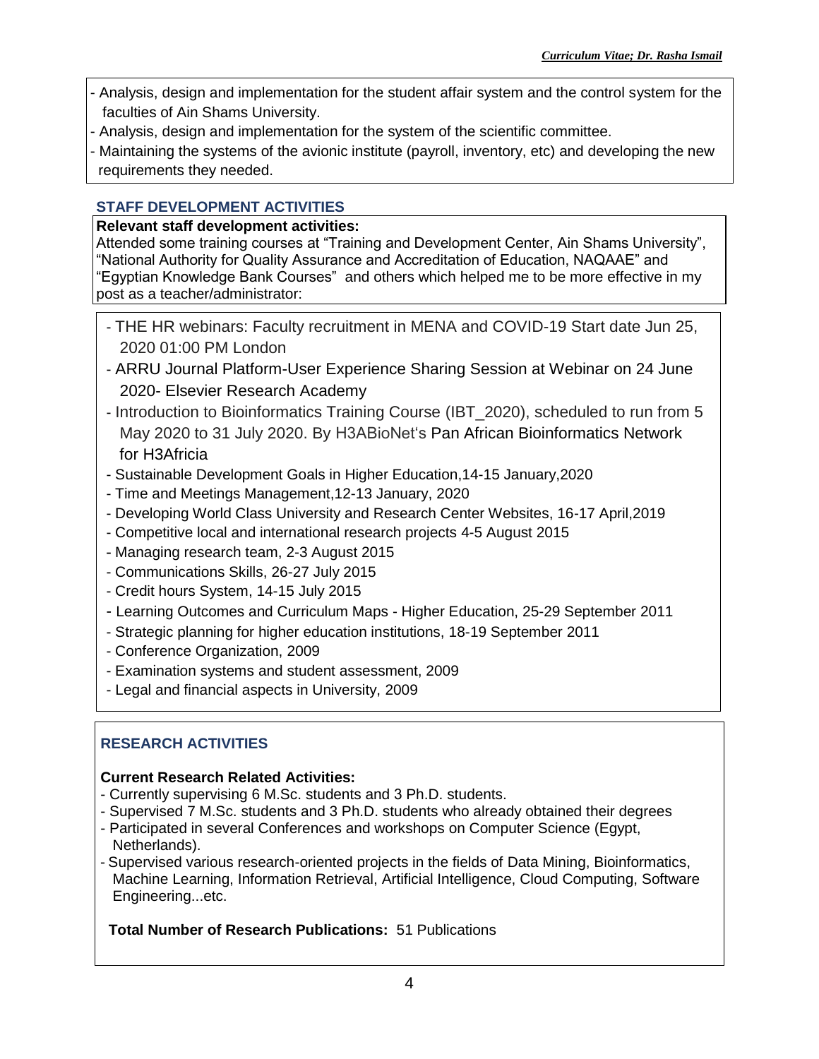- Analysis, design and implementation for the student affair system and the control system for the faculties of Ain Shams University.
- Analysis, design and implementation for the system of the scientific committee.
- Maintaining the systems of the avionic institute (payroll, inventory, etc) and developing the new requirements they needed.

## STAFF DEVELOPMENT ACTIVITIES

**Relevant staff development activities:**

Attended some training courses at “Training and Development Center, Ain Shams University”, “National Authority for Quality Assurance and Accreditation of Education, NAQAAE” and “Egyptian Knowledge Bank Courses” and others which helped me to be more effective in my post as a teacher/administrator:

- THE HR webinars: Faculty recruitment in MENA and COVID-19 Start date Jun 25, 2020 01:00 PM London
- ARRU Journal Platform-User Experience Sharing Session at Webinar on 24 June 2020- Elsevier Research Academy
- Introduction to Bioinformatics Training Course (IBT_2020), scheduled to run from 5 May 2020 to 31 July 2020. By H3ABioNet's Pan African Bioinformatics Network for H3Africia
- Sustainable Development Goals in Higher Education,14-15 January,2020
- Time and Meetings Management,12-13 January, 2020
- Developing World Class University and Research Center Websites, 16-17 April,2019
- Competitive local and international research projects 4-5 August 2015
- Managing research team, 2-3 August 2015
- Communications Skills, 26-27 July 2015
- Credit hours System, 14-15 July 2015
- Learning Outcomes and Curriculum Maps - Higher Education, 25-29 September 2011
- Strategic planning for higher education institutions, 18-19 September 2011
- Conference Organization, 2009
- Examination systems and student assessment, 2009
- Legal and financial aspects in University, 2009

## RESEARCH ACTIVITIES

**Current Research Related Activities:**

- Currently supervising 6 M.Sc. students and 3 Ph.D. students.
- Supervised 7 M.Sc. students and 3 Ph.D. students who already obtained their degrees
- Participated in several Conferences and workshops on Computer Science (Egypt, Netherlands).
- Supervised various research-oriented projects in the fields of Data Mining, Bioinformatics, Machine Learning, Information Retrieval, Artificial Intelligence, Cloud Computing, Software Engineering...etc.

**Total Number of Research Publications:** 51 Publications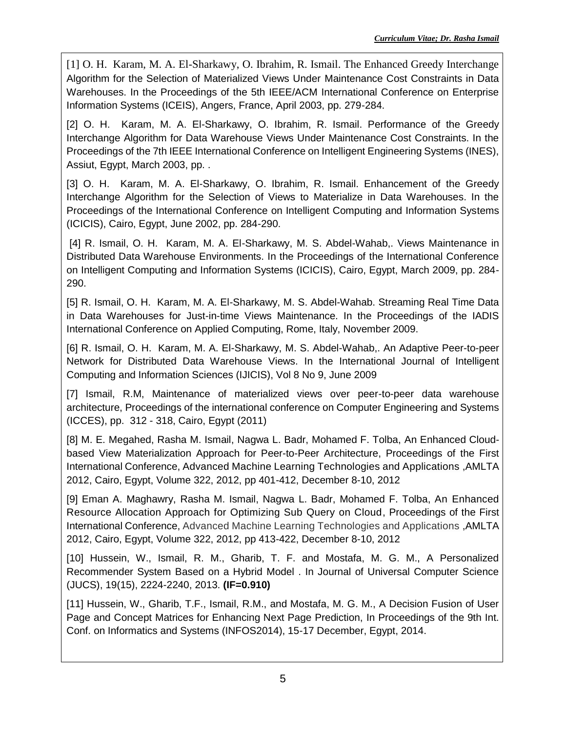[1] O. H. Karam, M. A. El-Sharkawy, O. Ibrahim, R. Ismail. The Enhanced Greedy Interchange Algorithm for the Selection of Materialized Views Under Maintenance Cost Constraints in Data Warehouses. In the Proceedings of the 5th IEEE/ACM International Conference on Enterprise Information Systems (ICEIS), Angers, France, April 2003, pp. 279-284.

[2] O. H. Karam, M. A. El-Sharkawy, O. Ibrahim, R. Ismail. Performance of the Greedy Interchange Algorithm for Data Warehouse Views Under Maintenance Cost Constraints. In the Proceedings of the 7th IEEE International Conference on Intelligent Engineering Systems (INES), Assiut, Egypt, March 2003, pp. .

[3] O. H. Karam, M. A. El-Sharkawy, O. Ibrahim, R. Ismail. Enhancement of the Greedy Interchange Algorithm for the Selection of Views to Materialize in Data Warehouses. In the Proceedings of the International Conference on Intelligent Computing and Information Systems (ICICIS), Cairo, Egypt, June 2002, pp. 284-290.

[4] R. Ismail, O. H. Karam, M. A. El-Sharkawy, M. S. Abdel-Wahab,. Views Maintenance in Distributed Data Warehouse Environments. In the Proceedings of the International Conference on Intelligent Computing and Information Systems (ICICIS), Cairo, Egypt, March 2009, pp. 284-290.

[5] R. Ismail, O. H. Karam, M. A. El-Sharkawy, M. S. Abdel-Wahab. Streaming Real Time Data in Data Warehouses for Just-in-time Views Maintenance. In the Proceedings of the IADIS International Conference on Applied Computing, Rome, Italy, November 2009.

[6] R. Ismail, O. H. Karam, M. A. El-Sharkawy, M. S. Abdel-Wahab,. An Adaptive Peer-to-peer Network for Distributed Data Warehouse Views. In the International Journal of Intelligent Computing and Information Sciences (IJICIS), Vol 8 No 9, June 2009

[7] Ismail, R.M, Maintenance of materialized views over peer-to-peer data warehouse architecture, Proceedings of the international conference on Computer Engineering and Systems (ICCES), pp. 312 - 318, Cairo, Egypt (2011)

[8] M. E. Megahed, Rasha M. Ismail, Nagwa L. Badr, Mohamed F. Tolba, An Enhanced Cloud-based View Materialization Approach for Peer-to-Peer Architecture, Proceedings of the First International Conference, Advanced Machine Learning Technologies and Applications ,AMLTA 2012, Cairo, Egypt, Volume 322, 2012, pp 401-412, December 8-10, 2012

[9] Eman A. Maghawry, Rasha M. Ismail, Nagwa L. Badr, Mohamed F. Tolba, An Enhanced Resource Allocation Approach for Optimizing Sub Query on Cloud, Proceedings of the First International Conference, Advanced Machine Learning Technologies and Applications ,AMLTA 2012, Cairo, Egypt, Volume 322, 2012, pp 413-422, December 8-10, 2012

[10] Hussein, W., Ismail, R. M., Gharib, T. F. and Mostafa, M. G. M., A Personalized Recommender System Based on a Hybrid Model . In Journal of Universal Computer Science (JUCS), 19(15), 2224-2240, 2013. **(IF=0.910)**

[11] Hussein, W., Gharib, T.F., Ismail, R.M., and Mostafa, M. G. M., A Decision Fusion of User Page and Concept Matrices for Enhancing Next Page Prediction, In Proceedings of the 9th Int. Conf. on Informatics and Systems (INFOS2014), 15-17 December, Egypt, 2014.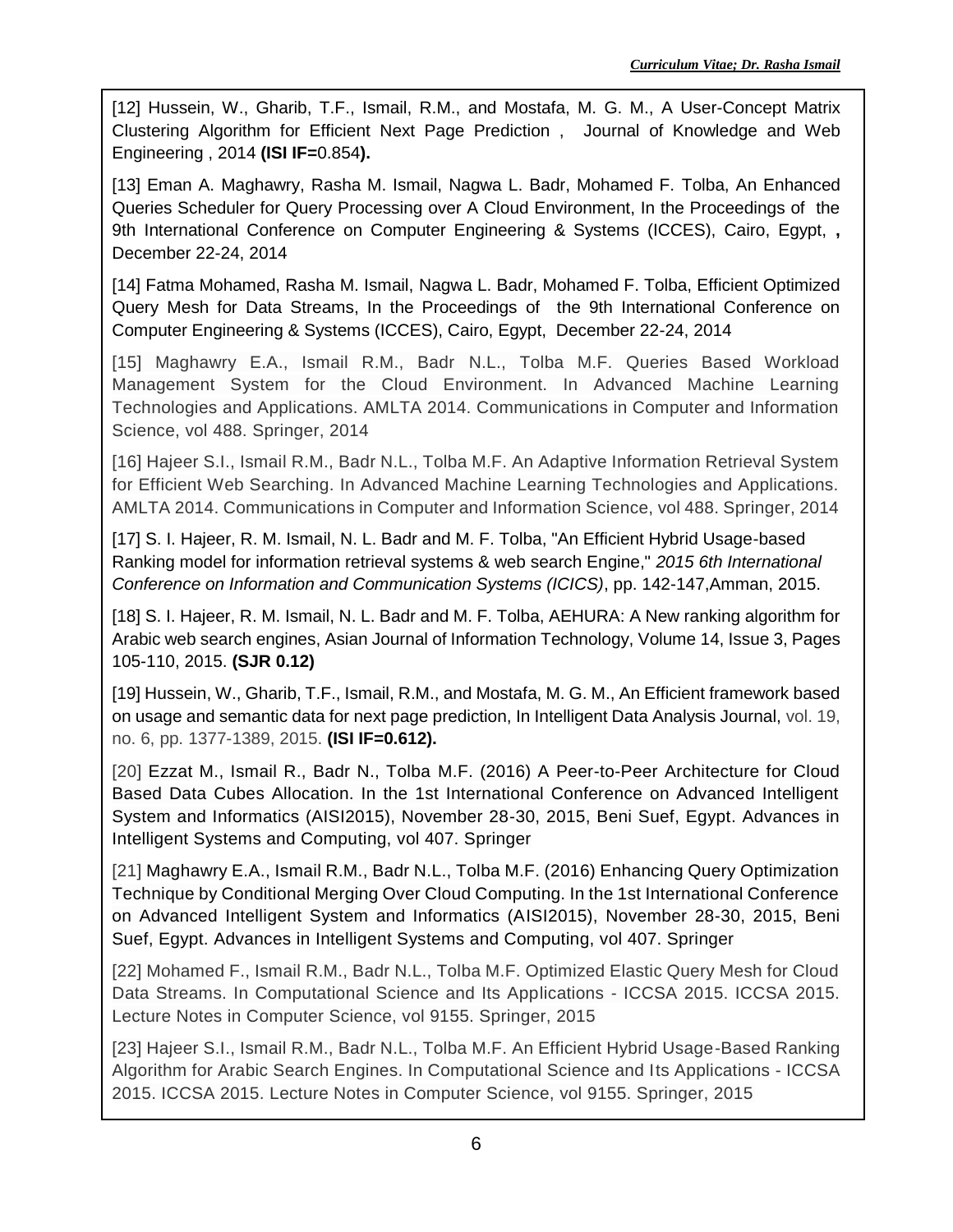[12] Hussein, W., Gharib, T.F., Ismail, R.M., and Mostafa, M. G. M., A User-Concept Matrix Clustering Algorithm for Efficient Next Page Prediction , Journal of Knowledge and Web Engineering , 2014 **(ISI IF=**0.854**).**

[13] Eman A. Maghawry, Rasha M. Ismail, Nagwa L. Badr, Mohamed F. Tolba, An Enhanced Queries Scheduler for Query Processing over A Cloud Environment, In the Proceedings of the 9th International Conference on Computer Engineering & Systems (ICCES), Cairo, Egypt, **,** December 22-24, 2014

[14] Fatma Mohamed, Rasha M. Ismail, Nagwa L. Badr, Mohamed F. Tolba, Efficient Optimized Query Mesh for Data Streams, In the Proceedings of the 9th International Conference on Computer Engineering & Systems (ICCES), Cairo, Egypt, December 22-24, 2014

[15] Maghawry E.A., Ismail R.M., Badr N.L., Tolba M.F. Queries Based Workload Management System for the Cloud Environment. In Advanced Machine Learning Technologies and Applications. AMLTA 2014. Communications in Computer and Information Science, vol 488. Springer, 2014

[16] Hajeer S.I., Ismail R.M., Badr N.L., Tolba M.F. An Adaptive Information Retrieval System for Efficient Web Searching. In Advanced Machine Learning Technologies and Applications. AMLTA 2014. Communications in Computer and Information Science, vol 488. Springer, 2014

[17] S. I. Hajeer, R. M. Ismail, N. L. Badr and M. F. Tolba, "An Efficient Hybrid Usage-based Ranking model for information retrieval systems & web search Engine," *2015 6th International Conference on Information and Communication Systems (ICICS)*, pp. 142-147,Amman, 2015.

[18] S. I. Hajeer, R. M. Ismail, N. L. Badr and M. F. Tolba, AEHURA: A New ranking algorithm for Arabic web search engines, Asian Journal of Information Technology, Volume 14, Issue 3, Pages 105-110, 2015. **(SJR 0.12)**

[19] Hussein, W., Gharib, T.F., Ismail, R.M., and Mostafa, M. G. M., An Efficient framework based on usage and semantic data for next page prediction, In Intelligent Data Analysis Journal, vol. 19, no. 6, pp. 1377-1389, 2015. **(ISI IF=0.612).**

[20] Ezzat M., Ismail R., Badr N., Tolba M.F. (2016) A Peer-to-Peer Architecture for Cloud Based Data Cubes Allocation. In the 1st International Conference on Advanced Intelligent System and Informatics (AISI2015), November 28-30, 2015, Beni Suef, Egypt. Advances in Intelligent Systems and Computing, vol 407. Springer

[21] Maghawry E.A., Ismail R.M., Badr N.L., Tolba M.F. (2016) Enhancing Query Optimization Technique by Conditional Merging Over Cloud Computing. In the 1st International Conference on Advanced Intelligent System and Informatics (AISI2015), November 28-30, 2015, Beni Suef, Egypt. Advances in Intelligent Systems and Computing, vol 407. Springer

[22] Mohamed F., Ismail R.M., Badr N.L., Tolba M.F. Optimized Elastic Query Mesh for Cloud Data Streams. In Computational Science and Its Applications - ICCSA 2015. ICCSA 2015. Lecture Notes in Computer Science, vol 9155. Springer, 2015

[23] Hajeer S.I., Ismail R.M., Badr N.L., Tolba M.F. An Efficient Hybrid Usage-Based Ranking Algorithm for Arabic Search Engines. In Computational Science and Its Applications - ICCSA 2015. ICCSA 2015. Lecture Notes in Computer Science, vol 9155. Springer, 2015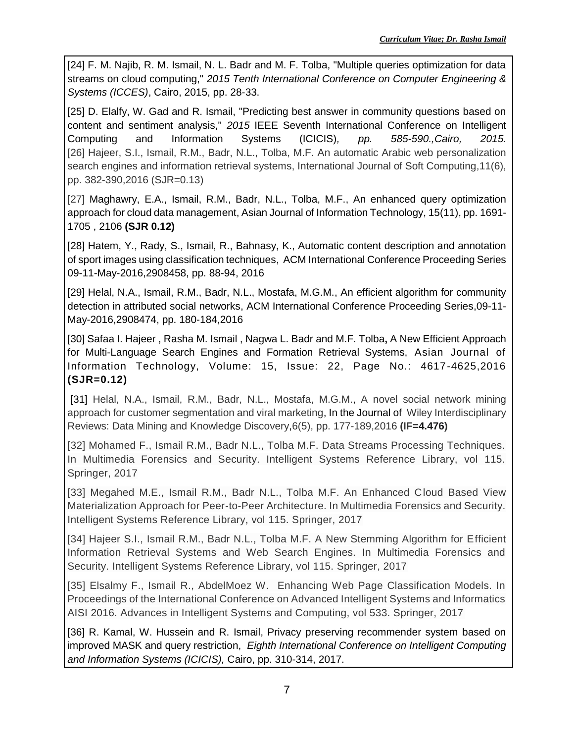[24] F. M. Najib, R. M. Ismail, N. L. Badr and M. F. Tolba, "Multiple queries optimization for data streams on cloud computing," *2015 Tenth International Conference on Computer Engineering & Systems (ICCES)*, Cairo, 2015, pp. 28-33.

[25] D. Elalfy, W. Gad and R. Ismail, "Predicting best answer in community questions based on content and sentiment analysis," *2015* IEEE Seventh International Conference on Intelligent Computing and Information Systems (ICICIS)*, pp. 585-590.,Cairo, 2015.*

[26] Hajeer, S.I., Ismail, R.M., Badr, N.L., Tolba, M.F. An automatic Arabic web personalization search engines and information retrieval systems, International Journal of Soft Computing,11(6), pp. 382-390,2016 (SJR=0.13)

[27] Maghawry, E.A., Ismail, R.M., Badr, N.L., Tolba, M.F., An enhanced query optimization approach for cloud data management, Asian Journal of Information Technology, 15(11), pp. 1691-1705 , 2106 **(SJR 0.12)**

[28] Hatem, Y., Rady, S., Ismail, R., Bahnasy, K., Automatic content description and annotation of sport images using classification techniques, ACM International Conference Proceeding Series 09-11-May-2016,2908458, pp. 88-94, 2016

[29] Helal, N.A., Ismail, R.M., Badr, N.L., Mostafa, M.G.M., An efficient algorithm for community detection in attributed social networks, ACM International Conference Proceeding Series,09-11-May-2016,2908474, pp. 180-184,2016

[30] Safaa I. Hajeer , Rasha M. Ismail , Nagwa L. Badr and M.F. Tolba**,** A New Efficient Approach for Multi-Language Search Engines and Formation Retrieval Systems, Asian Journal of Information Technology, Volume: 15, Issue: 22, Page No.: 4617-4625,2016 **(SJR=0.12)**

[31] Helal, N.A., Ismail, R.M., Badr, N.L., Mostafa, M.G.M., A novel social network mining approach for customer segmentation and viral marketing, In the Journal of Wiley Interdisciplinary Reviews: Data Mining and Knowledge Discovery,6(5), pp. 177-189,2016 **(IF=4.476)**

[32] Mohamed F., Ismail R.M., Badr N.L., Tolba M.F. Data Streams Processing Techniques. In Multimedia Forensics and Security. Intelligent Systems Reference Library, vol 115. Springer, 2017

[33] Megahed M.E., Ismail R.M., Badr N.L., Tolba M.F. An Enhanced Cloud Based View Materialization Approach for Peer-to-Peer Architecture. In Multimedia Forensics and Security. Intelligent Systems Reference Library, vol 115. Springer, 2017

[34] Hajeer S.I., Ismail R.M., Badr N.L., Tolba M.F. A New Stemming Algorithm for Efficient Information Retrieval Systems and Web Search Engines. In Multimedia Forensics and Security. Intelligent Systems Reference Library, vol 115. Springer, 2017

[35] Elsalmy F., Ismail R., AbdelMoez W. Enhancing Web Page Classification Models. In Proceedings of the International Conference on Advanced Intelligent Systems and Informatics AISI 2016. Advances in Intelligent Systems and Computing, vol 533. Springer, 2017

[36] R. Kamal, W. Hussein and R. Ismail, Privacy preserving recommender system based on improved MASK and query restriction, *Eighth International Conference on Intelligent Computing and Information Systems (ICICIS),* Cairo, pp. 310-314, 2017.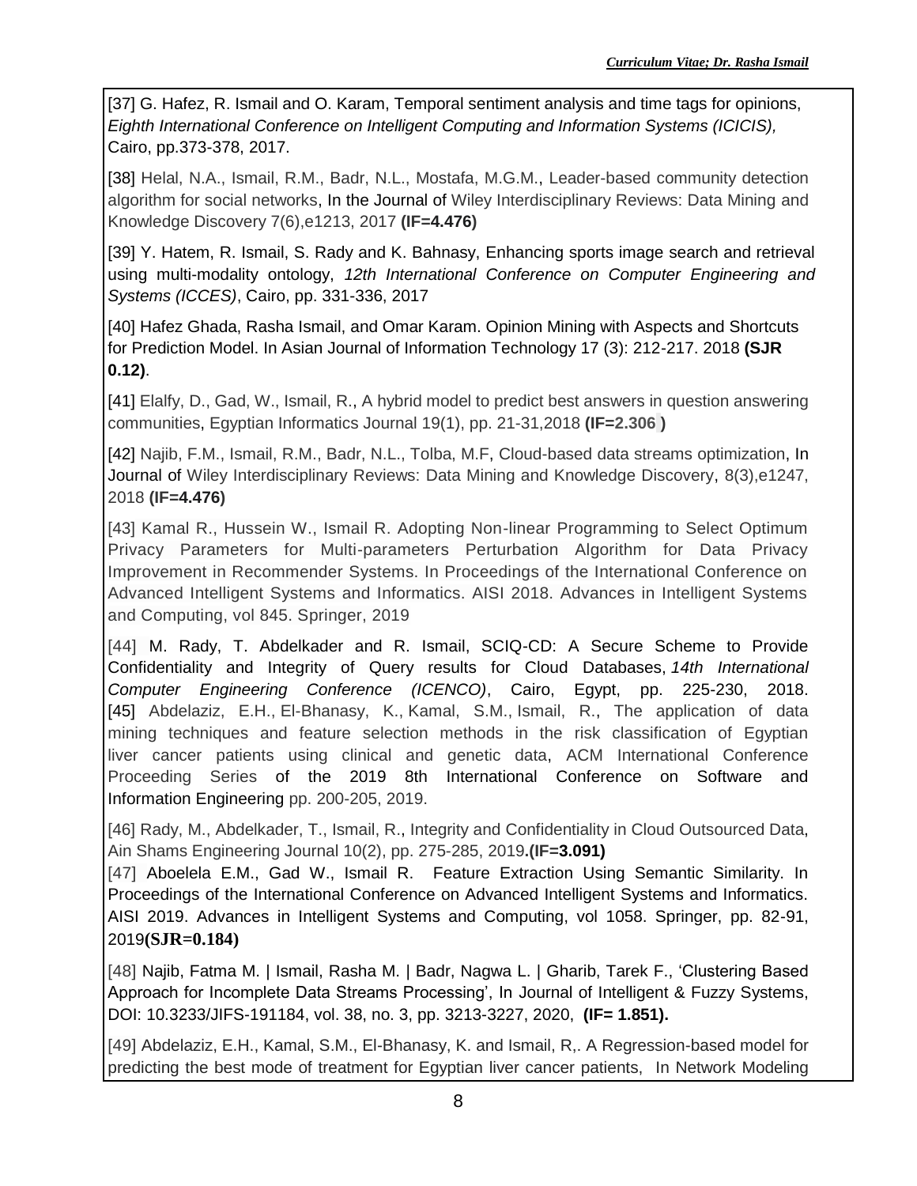[37] G. Hafez, R. Ismail and O. Karam, Temporal sentiment analysis and time tags for opinions, *Eighth International Conference on Intelligent Computing and Information Systems (ICICIS),* Cairo, pp.373-378, 2017.

[38] Helal, N.A., Ismail, R.M., Badr, N.L., Mostafa, M.G.M., Leader-based community detection algorithm for social networks, In the Journal of Wiley Interdisciplinary Reviews: Data Mining and Knowledge Discovery 7(6),e1213, 2017 **(IF=4.476)**

[39] Y. Hatem, R. Ismail, S. Rady and K. Bahnasy, Enhancing sports image search and retrieval using multi-modality ontology, *12th International Conference on Computer Engineering and Systems (ICCES)*, Cairo, pp. 331-336, 2017

[40] Hafez Ghada, Rasha Ismail, and Omar Karam. Opinion Mining with Aspects and Shortcuts for Prediction Model. In Asian Journal of Information Technology 17 (3): 212-217. 2018 **(SJR 0.12)**.

[41] Elalfy, D., Gad, W., Ismail, R., A hybrid model to predict best answers in question answering communities, Egyptian Informatics Journal 19(1), pp. 21-31,2018 **(IF=2.306 )**

[42] Najib, F.M., Ismail, R.M., Badr, N.L., Tolba, M.F, Cloud-based data streams optimization, In Journal of Wiley Interdisciplinary Reviews: Data Mining and Knowledge Discovery, 8(3),e1247, 2018 **(IF=4.476)**

[43] Kamal R., Hussein W., Ismail R. Adopting Non-linear Programming to Select Optimum Privacy Parameters for Multi-parameters Perturbation Algorithm for Data Privacy Improvement in Recommender Systems. In Proceedings of the International Conference on Advanced Intelligent Systems and Informatics. AISI 2018. Advances in Intelligent Systems and Computing, vol 845. Springer, 2019

[44] M. Rady, T. Abdelkader and R. Ismail, SCIQ-CD: A Secure Scheme to Provide Confidentiality and Integrity of Query results for Cloud Databases, *14th International Computer Engineering Conference (ICENCO)*, Cairo, Egypt, pp. 225-230, 2018.

[45] Abdelaziz, E.H., El-Bhanasy, K., Kamal, S.M., Ismail, R., The application of data mining techniques and feature selection methods in the risk classification of Egyptian liver cancer patients using clinical and genetic data, ACM International Conference Proceeding Series of the 2019 8th International Conference on Software and Information Engineering pp. 200-205, 2019.

[46] Rady, M., Abdelkader, T., Ismail, R., Integrity and Confidentiality in Cloud Outsourced Data, Ain Shams Engineering Journal 10(2), pp. 275-285, 2019**.(IF=3.091)**

[47] Aboelela E.M., Gad W., Ismail R. Feature Extraction Using Semantic Similarity. In Proceedings of the International Conference on Advanced Intelligent Systems and Informatics. AISI 2019. Advances in Intelligent Systems and Computing, vol 1058. Springer, pp. 82-91, 2019**(SJR=0.184)**

[48] Najib, Fatma M. | Ismail, Rasha M. | Badr, Nagwa L. | Gharib, Tarek F., 'Clustering Based Approach for Incomplete Data Streams Processing', In Journal of Intelligent & Fuzzy Systems, DOI: 10.3233/JIFS-191184, vol. 38, no. 3, pp. 3213-3227, 2020, **(IF= 1.851).**

[49] Abdelaziz, E.H., Kamal, S.M., El-Bhanasy, K. and Ismail, R,. A Regression-based model for predicting the best mode of treatment for Egyptian liver cancer patients, In Network Modeling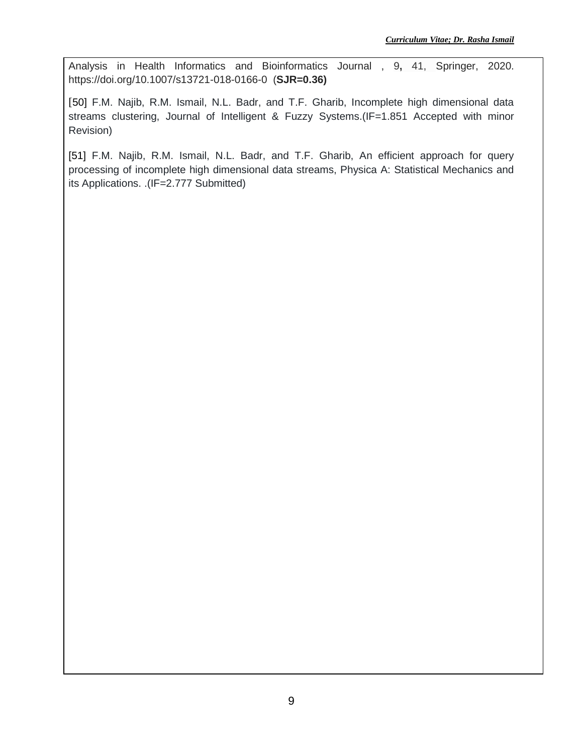Analysis in Health Informatics and Bioinformatics Journal , 9**,** 41, Springer, 2020. https://doi.org/10.1007/s13721-018-0166-0 (**SJR=0.36)**

[50] F.M. Najib, R.M. Ismail, N.L. Badr, and T.F. Gharib, Incomplete high dimensional data streams clustering, Journal of Intelligent & Fuzzy Systems.(IF=1.851 Accepted with minor Revision)

[51] F.M. Najib, R.M. Ismail, N.L. Badr, and T.F. Gharib, An efficient approach for query processing of incomplete high dimensional data streams, Physica A: Statistical Mechanics and its Applications. .(IF=2.777 Submitted)